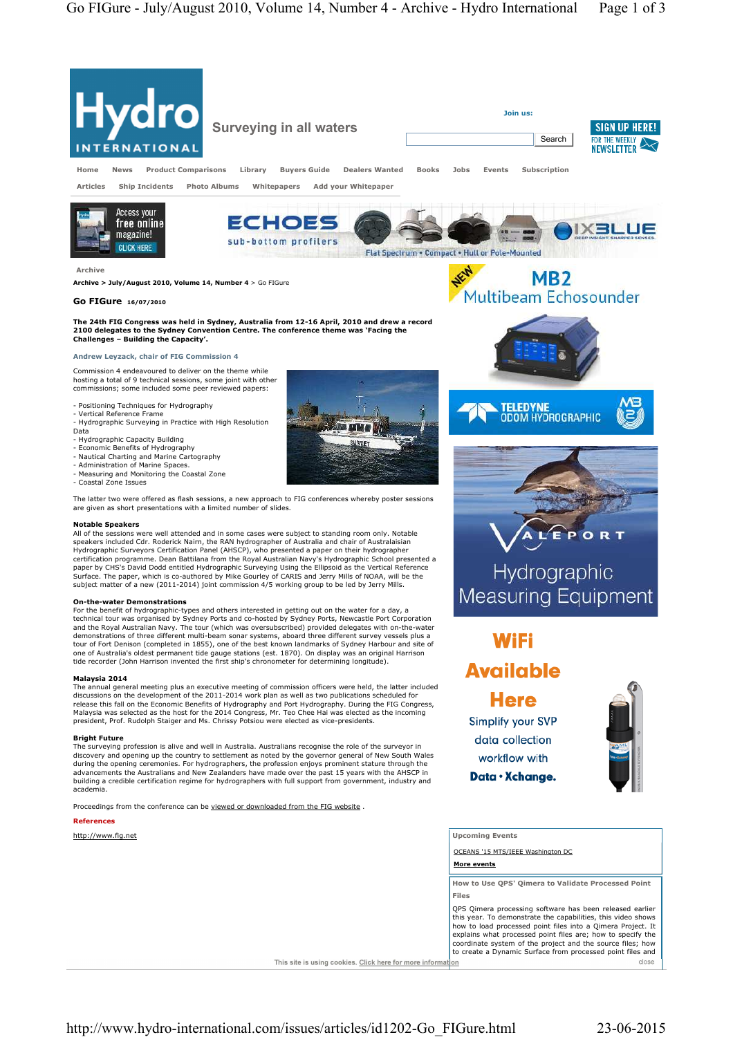Archive > July/August 2010, Volume 14, Number 4 > Go FIGure

# Go FIGure 16/07/2010

**The 24th FIG Congress was held in Sydney, Australia from 12-16 April, 2010 and drew a record 2100 delegates to the Sydney Convention Centre. The conference theme was 'Facing the Challenges – Building the Capacity'.**

Andrew Leyzack, chair of FIG Commission 4

Commission 4 endeavoured to deliver on the theme while hosting a total of 9 technical sessions, some joint with other commissions; some included some peer reviewed papers:

- Positioning Techniques for Hydrography
- Vertical Reference Frame
- Hydrographic Surveying in Practice with High Resolution Data
- Hydrographic Capacity Building
- Economic Benefits of Hydrography
- Nautical Charting and Marine Cartography
- Administration of Marine Spaces.
- Measuring and Monitoring the Coastal Zone
- Coastal Zone Issues

The latter two were offered as flash sessions, a new approach to FIG conferences whereby poster sessions are given as short presentations with a limited number of slides.

**Notable Speakers**

All of the sessions were well attended and in some cases were subject to standing room only. Notable speakers included Cdr. Roderick Nairn, the RAN hydrographer of Australia and chair of Australasian Hydrographic Surveyors Certification Panel (AHSCP), who presented a paper on their hydrographer certification programme. Dean Battilana from the Royal Australian Navy's Hydrographic School presented a paper by CHS's David Dodd entitled Hydrographic Surveying Using the Ellipsoid as the Vertical Reference Surface. The paper, which is co-authored by Mike Gourley of CARIS and Jerry Mills of NOAA, will be the subject matter of a new (2011-2014) joint commission 4/5 working group to be led by Jerry Mills.

**On-the-water Demonstrations**

For the benefit of hydrographic-types and others interested in getting out on the water for a day, a technical tour was organised by Sydney Ports and co-hosted by Sydney Ports, Newcastle Port Corporation and the Royal Australian Navy. The tour (which was oversubscribed) provided delegates with on-the-water demonstrations of three different multi-beam sonar systems, aboard three different survey vessels plus a tour of Fort Denison (completed in 1855), one of the best known landmarks of Sydney Harbour and site of one of Australia's oldest permanent tide gauge stations (est. 1870). On display was an original Harrison tide recorder (John Harrison invented the first ship's chronometer for determining longitude).

**Malaysia 2014**

The annual general meeting plus an executive meeting of commission officers were held, the latter included discussions on the development of the 2011-2014 work plan as well as two publications scheduled for release this fall on the Economic Benefits of Hydrography and Port Hydrography. During the FIG Congress, Malaysia was selected as the host for the 2014 Congress, Mr. Teo Chee Hai was elected as the incoming president, Prof. Rudolph Staiger and Ms. Chrissy Potsiou were elected as vice-presidents.

**Bright Future**

The surveying profession is alive and well in Australia. Australians recognise the role of the surveyor in discovery and opening up the country to settlement as noted by the governor general of New South Wales during the opening ceremonies. For hydrographers, the profession enjoys prominent stature through the advancements the Australians and New Zealanders have made over the past 15 years with the AHSCP in building a credible certification regime for hydrographers with full support from government, industry and academia.

Proceedings from the conference can be viewed or downloaded from the FIG website .

**References**

http://www.fig.net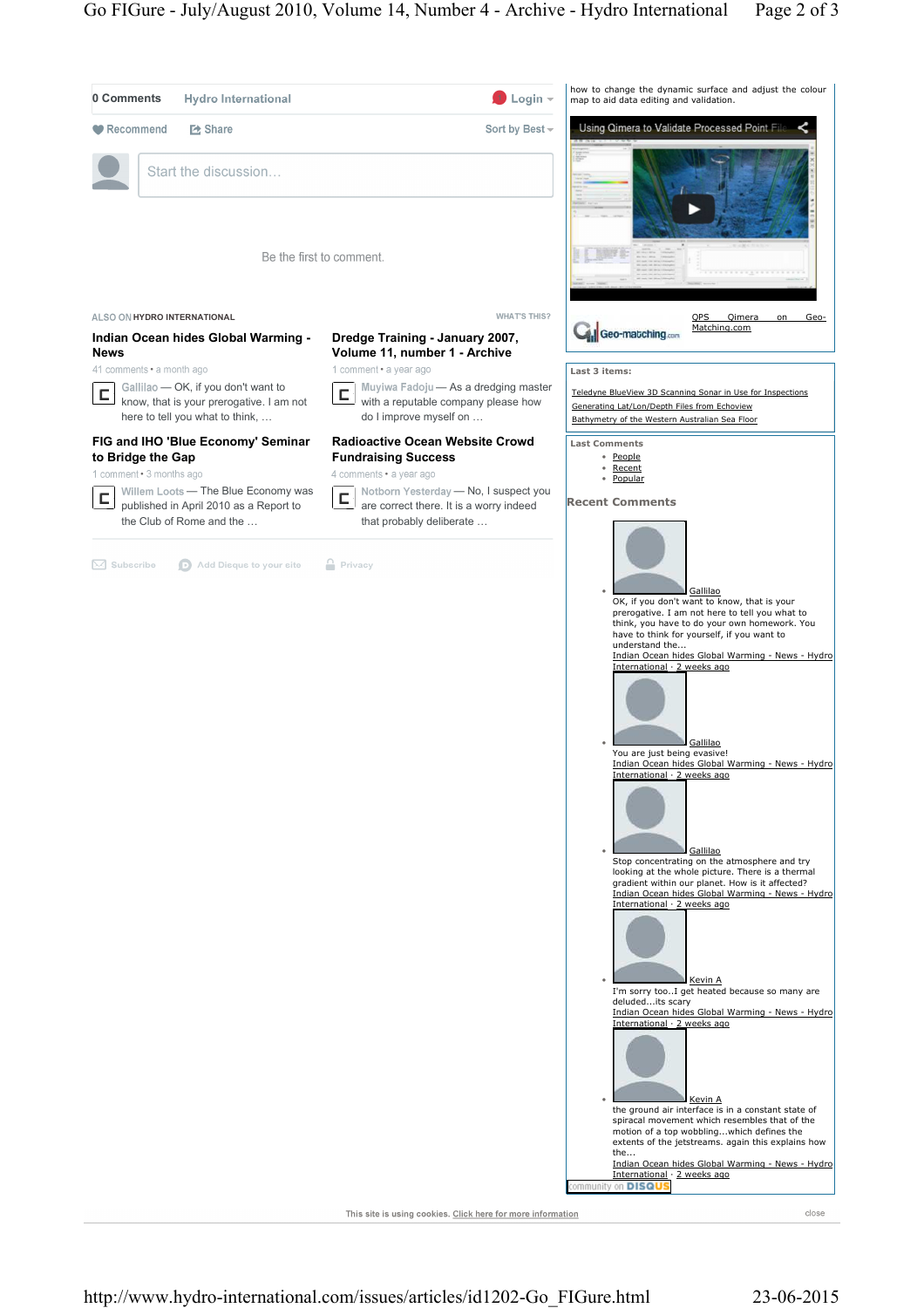0 Comments Hydro International Login

Recommend Share Sort by Best

Start the discussion...

Be the first to comment.

ALSO ON HYDRO INTERNATIONAL WHAT'S THIS?

**Indian Ocean hides Global Warming - News**

41 comments • a month ago

Gallilao — OK, if you don't want to know, that is your prerogative. I am not here to tell you what to think, …

**Dredge Training - January 2007, Volume 11, number 1 - Archive**

1 comment • a year ago

Muyiwa Fadoju — As a dredging master with a reputable company please how do I improve myself on …

**FIG and IHO 'Blue Economy' Seminar to Bridge the Gap**

1 comment • 3 months ago

Willem Loots — The Blue Economy was published in April 2010 as a Report to the Club of Rome and the …

**Radioactive Ocean Website Crowd Fundraising Success**

4 comments • a year ago

Notborn Yesterday — No, I suspect you are correct there. It is a worry indeed that probably deliberate …

Subscribe Add Disqus to your site Privacy

how to change the dynamic surface and adjust the colour map to aid data editing and validation.

Using Qimera to Validate Processed Point File

QPS Qimera on Geo-Matching.com

**Last 3 items:**

- Teledyne BlueView 3D Scanning Sonar in Use for Inspections
- Generating Lat/Lon/Depth Files from Echoview
- Bathymetry of the Western Australian Sea Floor

**Last Comments**

- People
- Recent
- Popular

**Recent Comments**

- Gallilao
  OK, if you don't want to know, that is your prerogative. I am not here to tell you what to think, you have to do your own homework. You have to think for yourself, if you want to understand the...
  Indian Ocean hides Global Warming - News - Hydro International · 2 weeks ago
- Gallilao
  You are just being evasive!
  Indian Ocean hides Global Warming - News - Hydro International · 2 weeks ago
- Gallilao
  Stop concentrating on the atmosphere and try looking at the whole picture. There is a thermal gradient within our planet. How is it affected?
  Indian Ocean hides Global Warming - News - Hydro International · 2 weeks ago
- Kevin A
  I'm sorry too..I get heated because so many are deluded...its scary
  Indian Ocean hides Global Warming - News - Hydro International · 2 weeks ago
- Kevin A
  the ground air interface is in a constant state of spiracal movement which resembles that of the motion of a top wobbling...which defines the extents of the jetstreams. again this explains how the...
  Indian Ocean hides Global Warming - News - Hydro International · 2 weeks ago

Community on DISQUS

This site is using cookies. Click here for more information close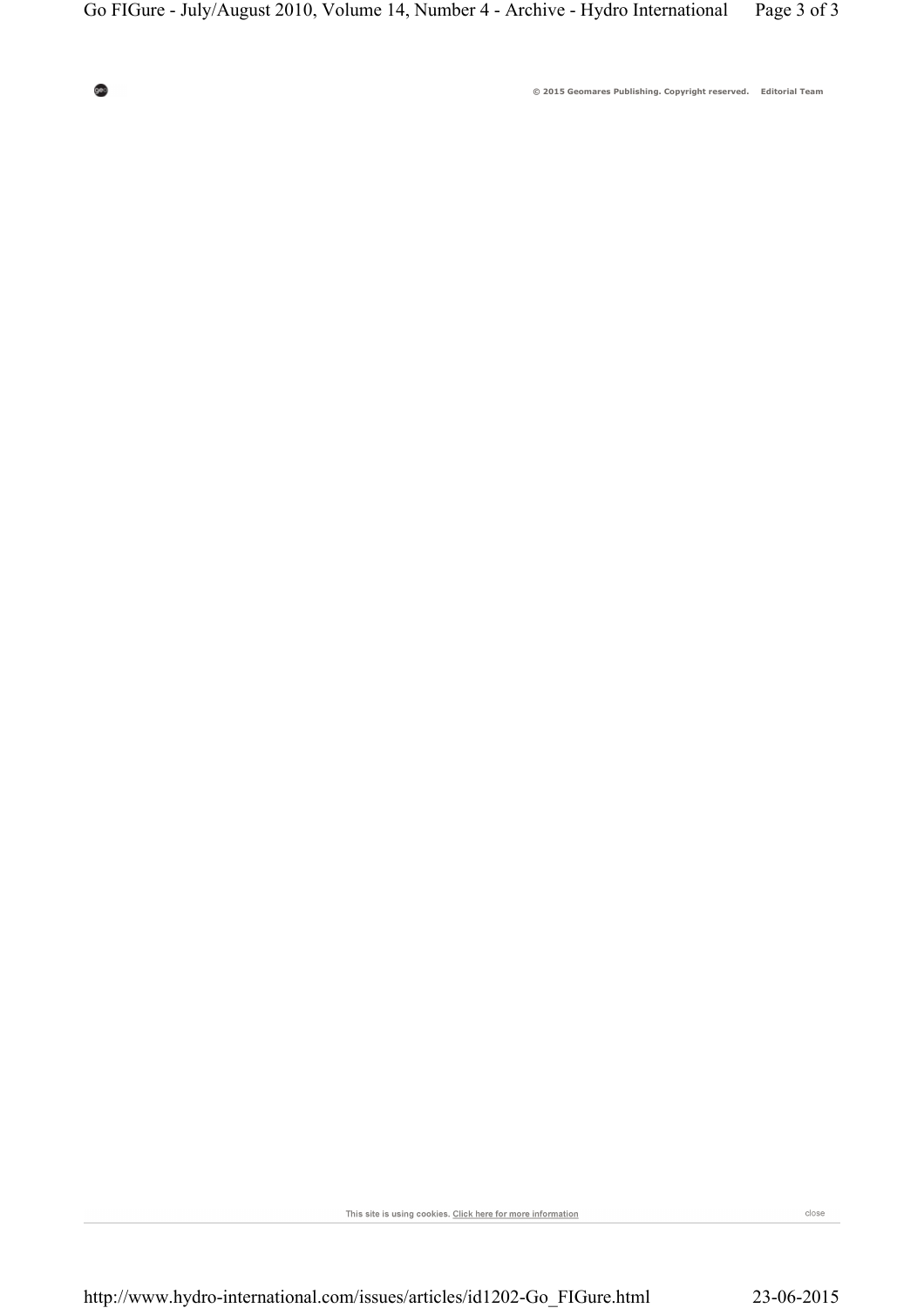© 2015 Geomares Publishing. Copyright reserved. Editorial Team

This site is using cookies. Click here for more information

close